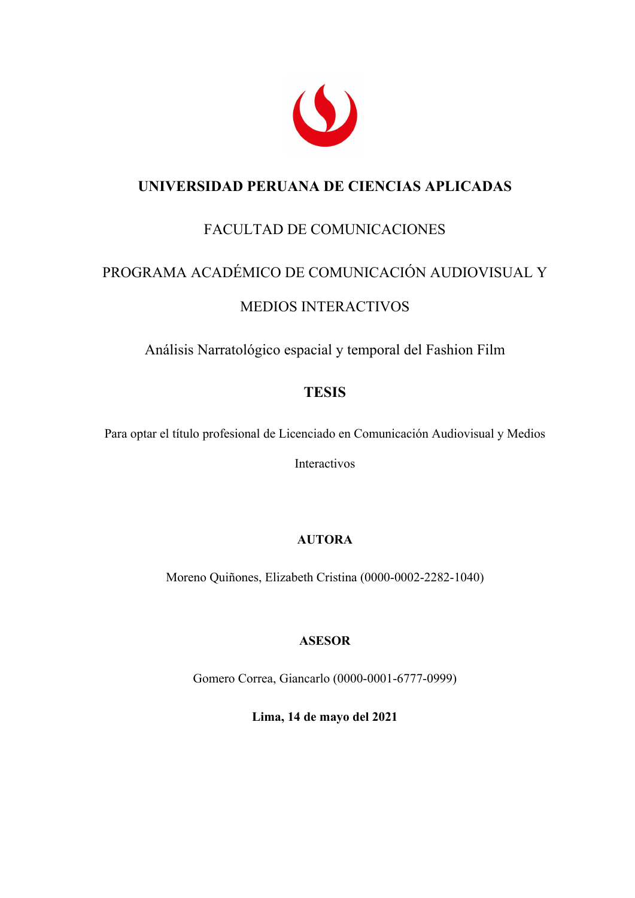# UNIVERSIDAD PERUANA DE CIENCIAS APLICADAS

FACULTAD DE COMUNICACIONES

PROGRAMA ACADÉMICO DE COMUNICACIÓN AUDIOVISUAL Y MEDIOS INTERACTIVOS

Análisis Narratológico espacial y temporal del Fashion Film

**TESIS**

Para optar el título profesional de Licenciado en Comunicación Audiovisual y Medios Interactivos

**AUTORA**

Moreno Quiñones, Elizabeth Cristina (0000-0002-2282-1040)

**ASESOR**

Gomero Correa, Giancarlo (0000-0001-6777-0999)

**Lima, 14 de mayo del 2021**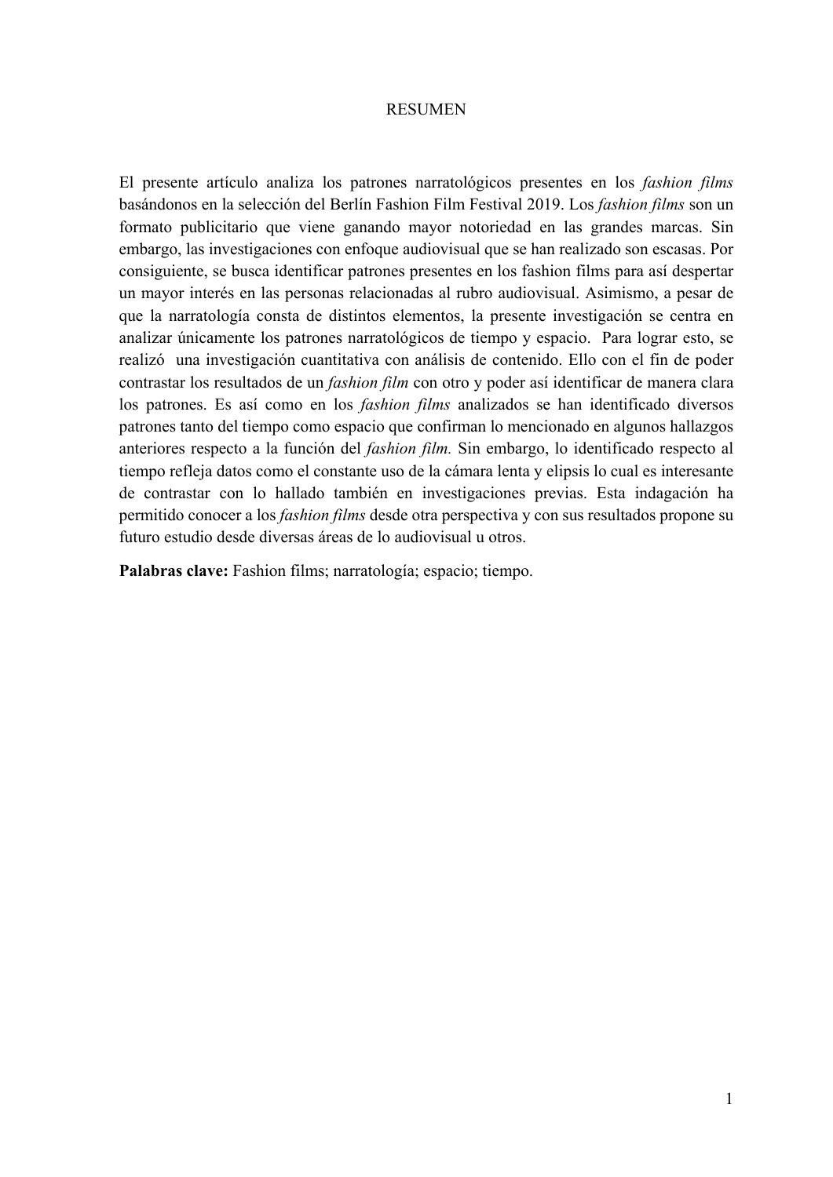# RESUMEN

El presente artículo analiza los patrones narratológicos presentes en los *fashion films* basándonos en la selección del Berlín Fashion Film Festival 2019. Los *fashion films* son un formato publicitario que viene ganando mayor notoriedad en las grandes marcas. Sin embargo, las investigaciones con enfoque audiovisual que se han realizado son escasas. Por consiguiente, se busca identificar patrones presentes en los fashion films para así despertar un mayor interés en las personas relacionadas al rubro audiovisual. Asimismo, a pesar de que la narratología consta de distintos elementos, la presente investigación se centra en analizar únicamente los patrones narratológicos de tiempo y espacio. Para lograr esto, se realizó una investigación cuantitativa con análisis de contenido. Ello con el fin de poder contrastar los resultados de un *fashion film* con otro y poder así identificar de manera clara los patrones. Es así como en los *fashion films* analizados se han identificado diversos patrones tanto del tiempo como espacio que confirman lo mencionado en algunos hallazgos anteriores respecto a la función del *fashion film.* Sin embargo, lo identificado respecto al tiempo refleja datos como el constante uso de la cámara lenta y elipsis lo cual es interesante de contrastar con lo hallado también en investigaciones previas. Esta indagación ha permitido conocer a los *fashion films* desde otra perspectiva y con sus resultados propone su futuro estudio desde diversas áreas de lo audiovisual u otros.

**Palabras clave:** Fashion films; narratología; espacio; tiempo.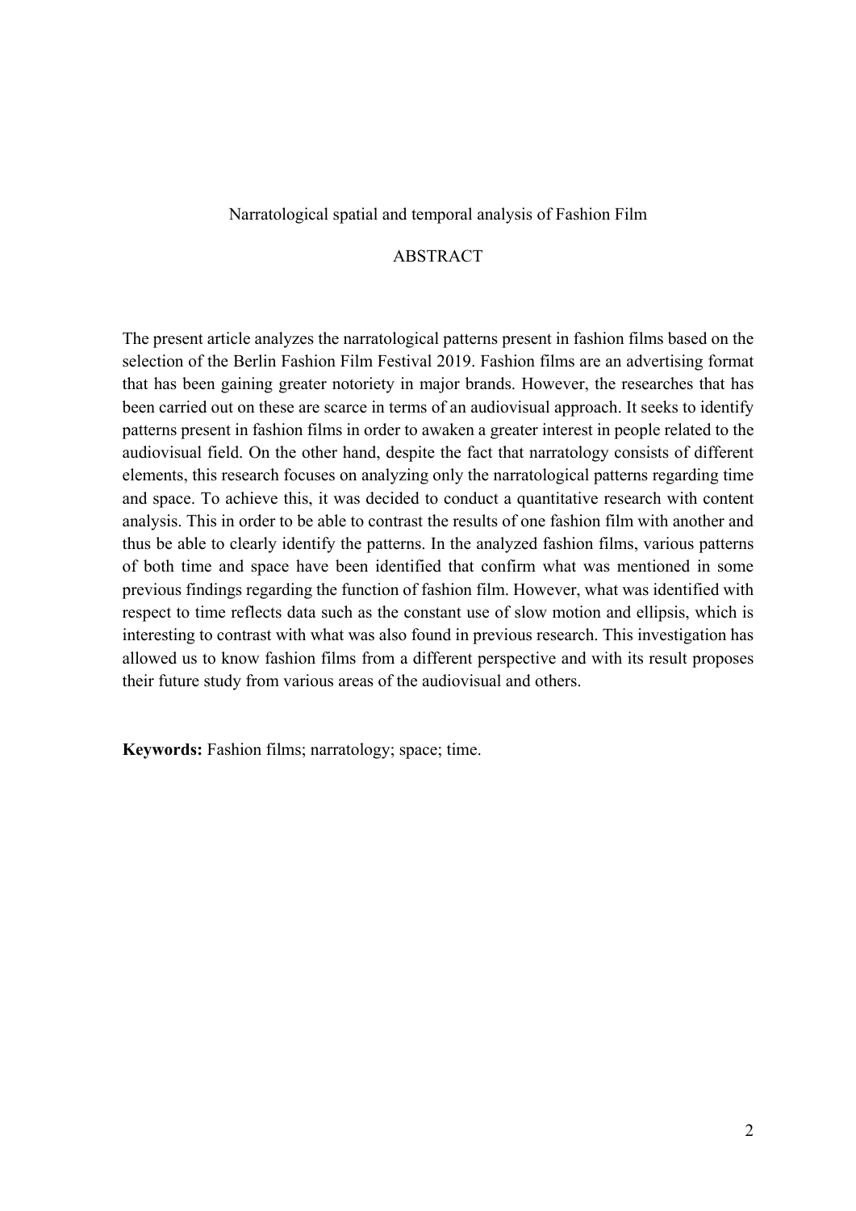Narratological spatial and temporal analysis of Fashion Film

ABSTRACT

The present article analyzes the narratological patterns present in fashion films based on the selection of the Berlin Fashion Film Festival 2019. Fashion films are an advertising format that has been gaining greater notoriety in major brands. However, the researches that has been carried out on these are scarce in terms of an audiovisual approach. It seeks to identify patterns present in fashion films in order to awaken a greater interest in people related to the audiovisual field. On the other hand, despite the fact that narratology consists of different elements, this research focuses on analyzing only the narratological patterns regarding time and space. To achieve this, it was decided to conduct a quantitative research with content analysis. This in order to be able to contrast the results of one fashion film with another and thus be able to clearly identify the patterns. In the analyzed fashion films, various patterns of both time and space have been identified that confirm what was mentioned in some previous findings regarding the function of fashion film. However, what was identified with respect to time reflects data such as the constant use of slow motion and ellipsis, which is interesting to contrast with what was also found in previous research. This investigation has allowed us to know fashion films from a different perspective and with its result proposes their future study from various areas of the audiovisual and others.

**Keywords:** Fashion films; narratology; space; time.